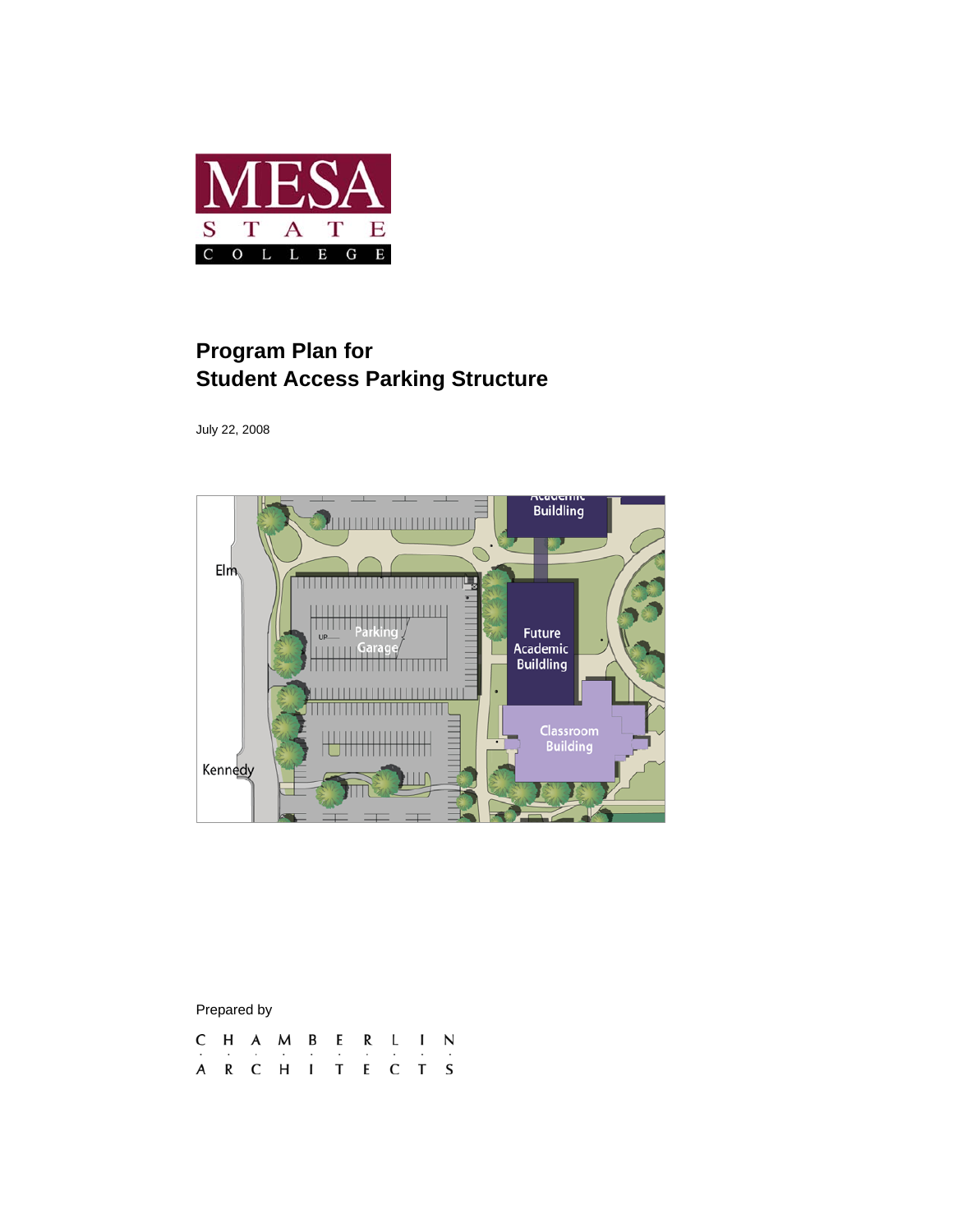MESA STATE COLLEGE

# Program Plan for Student Access Parking Structure

July 22, 2008

Prepared by

CHAMBERLIN ARCHITECTS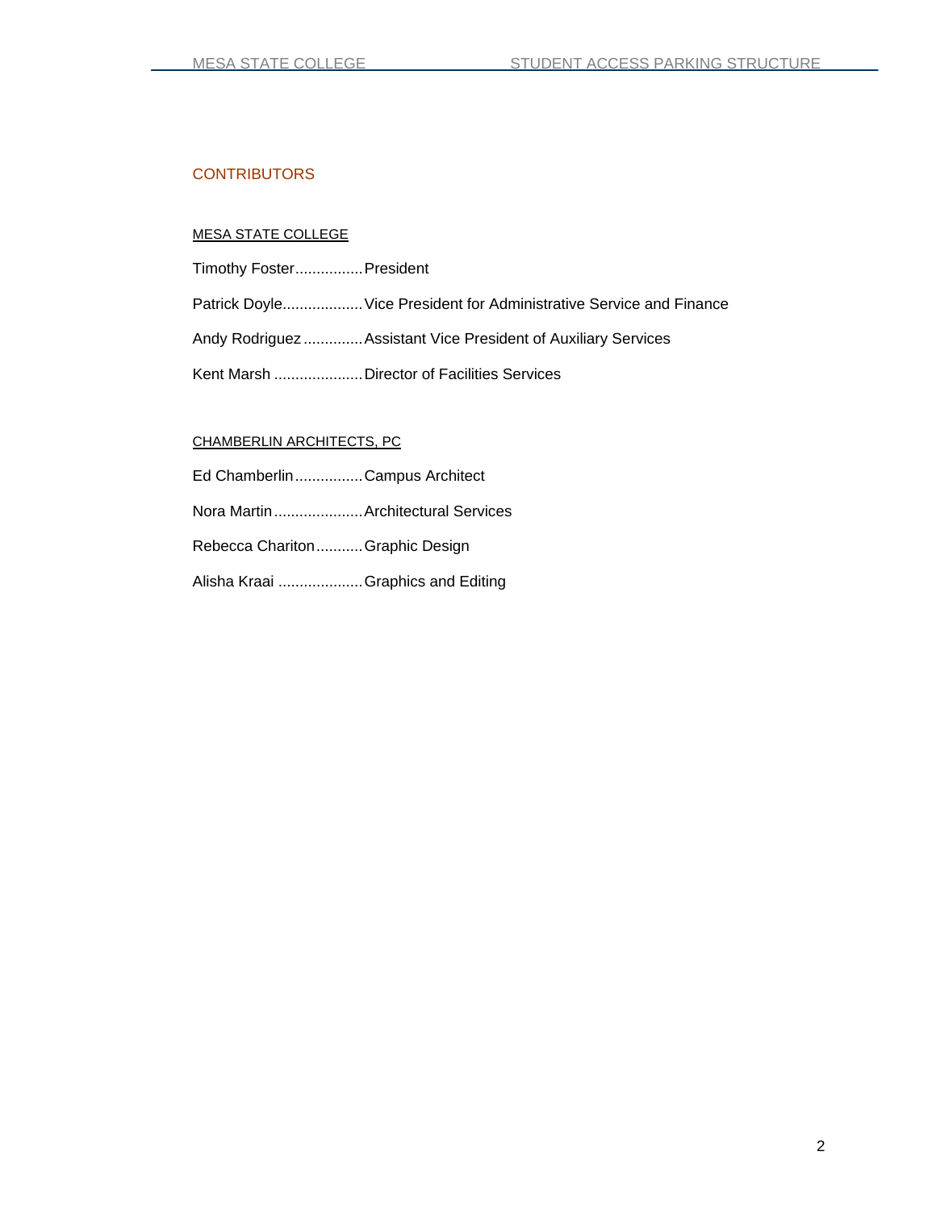## CONTRIBUTORS

### MESA STATE COLLEGE

Timothy Foster................President

Patrick Doyle...................Vice President for Administrative Service and Finance

Andy Rodriguez .............Assistant Vice President of Auxiliary Services

Kent Marsh .....................Director of Facilities Services

### CHAMBERLIN ARCHITECTS, PC

Ed Chamberlin................Campus Architect

Nora Martin.....................Architectural Services

Rebecca Chariton...........Graphic Design

Alisha Kraai ....................Graphics and Editing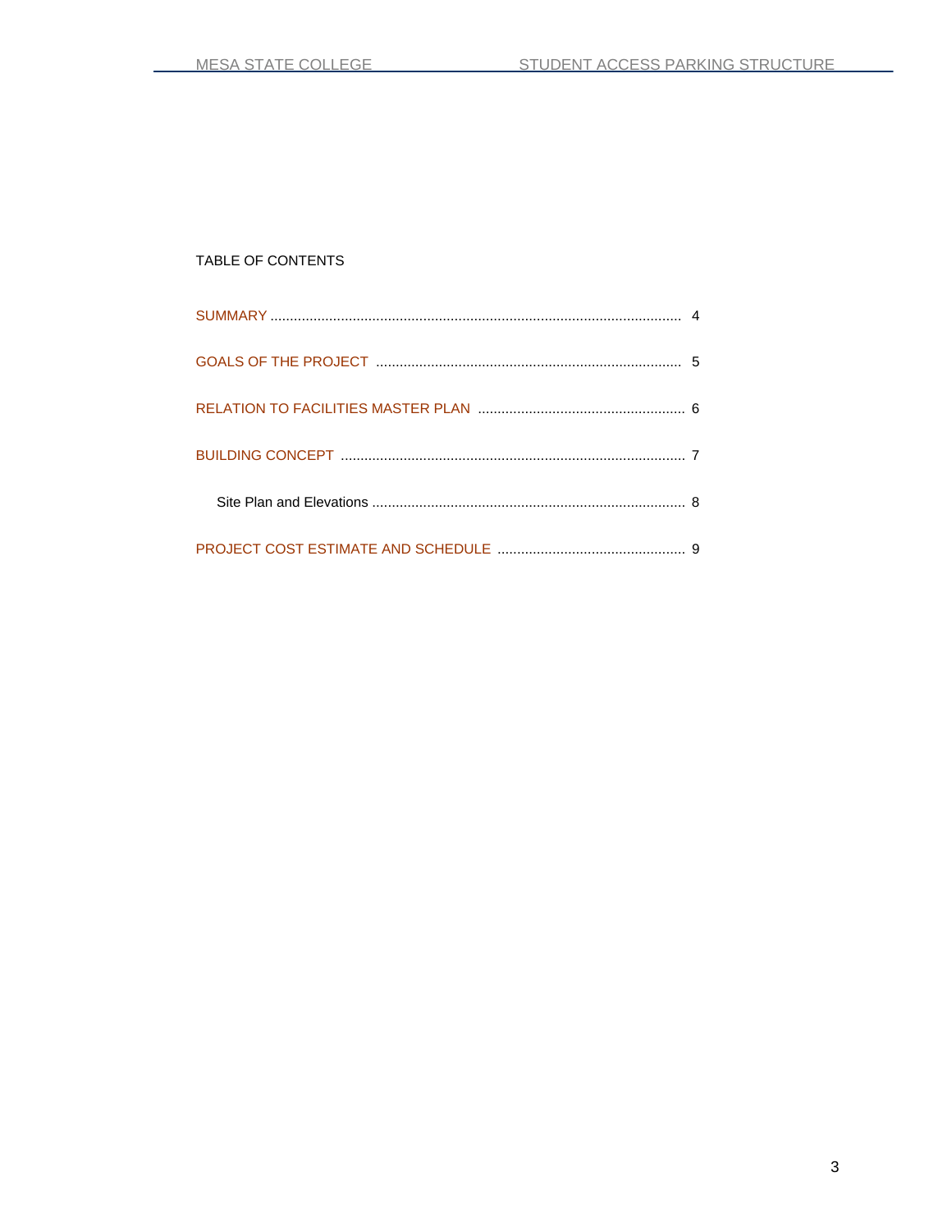TABLE OF CONTENTS

SUMMARY ........................................................................................................ 4

GOALS OF THE PROJECT .............................................................................. 5

RELATION TO FACILITIES MASTER PLAN ..................................................... 6

BUILDING CONCEPT ........................................................................................ 7

Site Plan and Elevations ................................................................................. 8

PROJECT COST ESTIMATE AND SCHEDULE ................................................ 9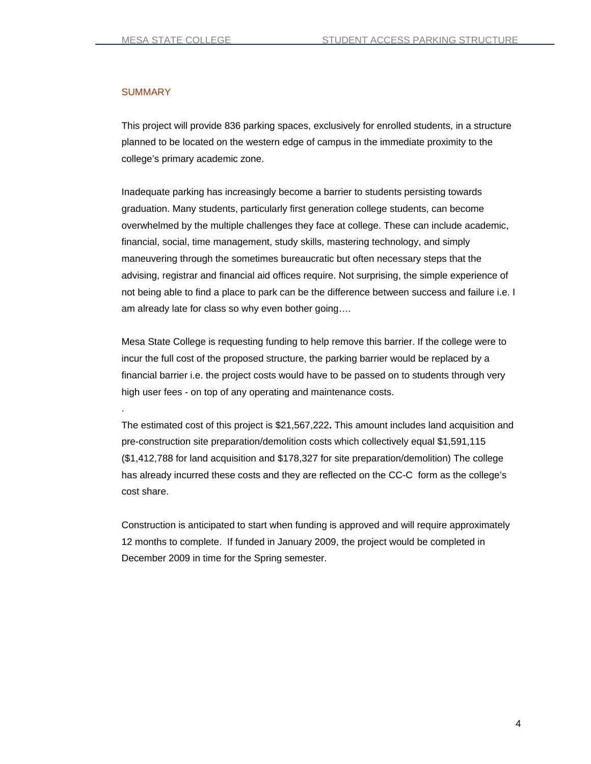## SUMMARY

This project will provide 836 parking spaces, exclusively for enrolled students, in a structure planned to be located on the western edge of campus in the immediate proximity to the college's primary academic zone.

Inadequate parking has increasingly become a barrier to students persisting towards graduation. Many students, particularly first generation college students, can become overwhelmed by the multiple challenges they face at college. These can include academic, financial, social, time management, study skills, mastering technology, and simply maneuvering through the sometimes bureaucratic but often necessary steps that the advising, registrar and financial aid offices require. Not surprising, the simple experience of not being able to find a place to park can be the difference between success and failure i.e. I am already late for class so why even bother going….

Mesa State College is requesting funding to help remove this barrier. If the college were to incur the full cost of the proposed structure, the parking barrier would be replaced by a financial barrier i.e. the project costs would have to be passed on to students through very high user fees - on top of any operating and maintenance costs.

.

The estimated cost of this project is $21,567,222**.** This amount includes land acquisition and pre-construction site preparation/demolition costs which collectively equal $1,591,115 ($1,412,788 for land acquisition and $178,327 for site preparation/demolition) The college has already incurred these costs and they are reflected on the CC-C form as the college's cost share.

Construction is anticipated to start when funding is approved and will require approximately 12 months to complete. If funded in January 2009, the project would be completed in December 2009 in time for the Spring semester.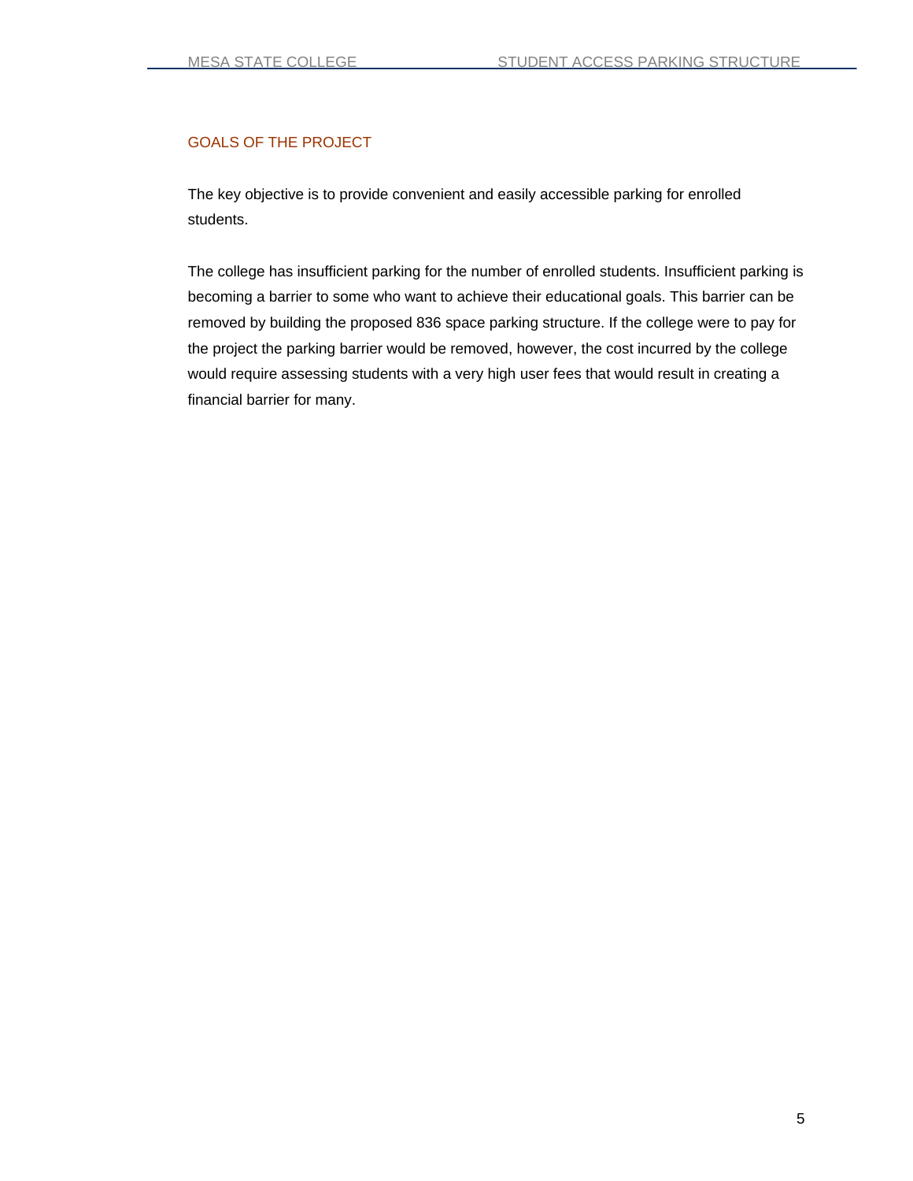## GOALS OF THE PROJECT

The key objective is to provide convenient and easily accessible parking for enrolled students.

The college has insufficient parking for the number of enrolled students. Insufficient parking is becoming a barrier to some who want to achieve their educational goals. This barrier can be removed by building the proposed 836 space parking structure. If the college were to pay for the project the parking barrier would be removed, however, the cost incurred by the college would require assessing students with a very high user fees that would result in creating a financial barrier for many.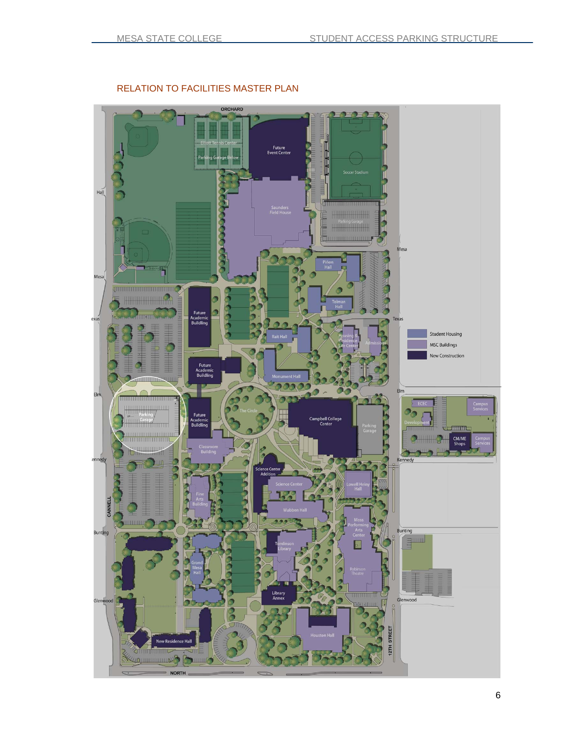## RELATION TO FACILITIES MASTER PLAN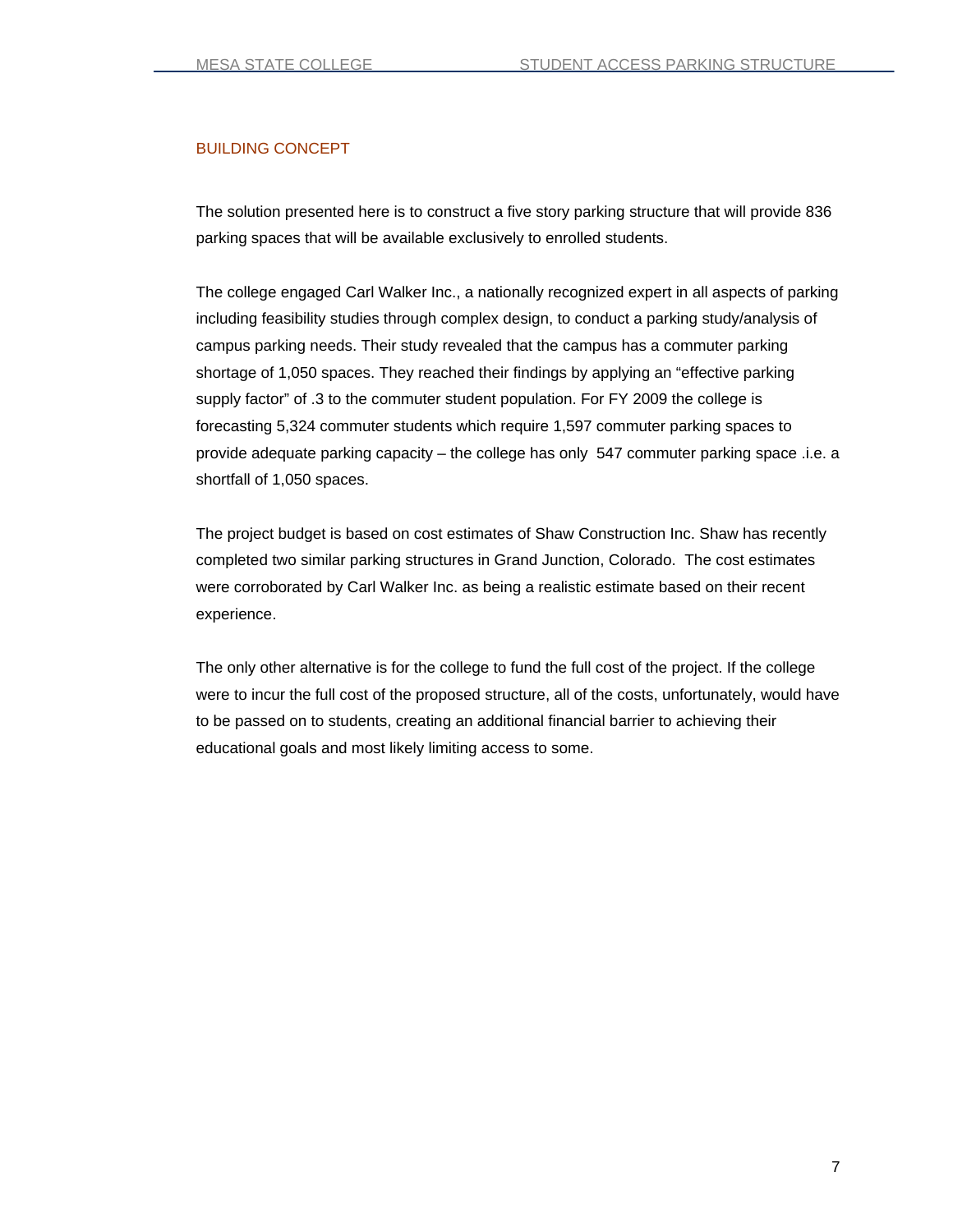## BUILDING CONCEPT

The solution presented here is to construct a five story parking structure that will provide 836 parking spaces that will be available exclusively to enrolled students.

The college engaged Carl Walker Inc., a nationally recognized expert in all aspects of parking including feasibility studies through complex design, to conduct a parking study/analysis of campus parking needs. Their study revealed that the campus has a commuter parking shortage of 1,050 spaces. They reached their findings by applying an "effective parking supply factor" of .3 to the commuter student population. For FY 2009 the college is forecasting 5,324 commuter students which require 1,597 commuter parking spaces to provide adequate parking capacity – the college has only 547 commuter parking space .i.e. a shortfall of 1,050 spaces.

The project budget is based on cost estimates of Shaw Construction Inc. Shaw has recently completed two similar parking structures in Grand Junction, Colorado. The cost estimates were corroborated by Carl Walker Inc. as being a realistic estimate based on their recent experience.

The only other alternative is for the college to fund the full cost of the project. If the college were to incur the full cost of the proposed structure, all of the costs, unfortunately, would have to be passed on to students, creating an additional financial barrier to achieving their educational goals and most likely limiting access to some.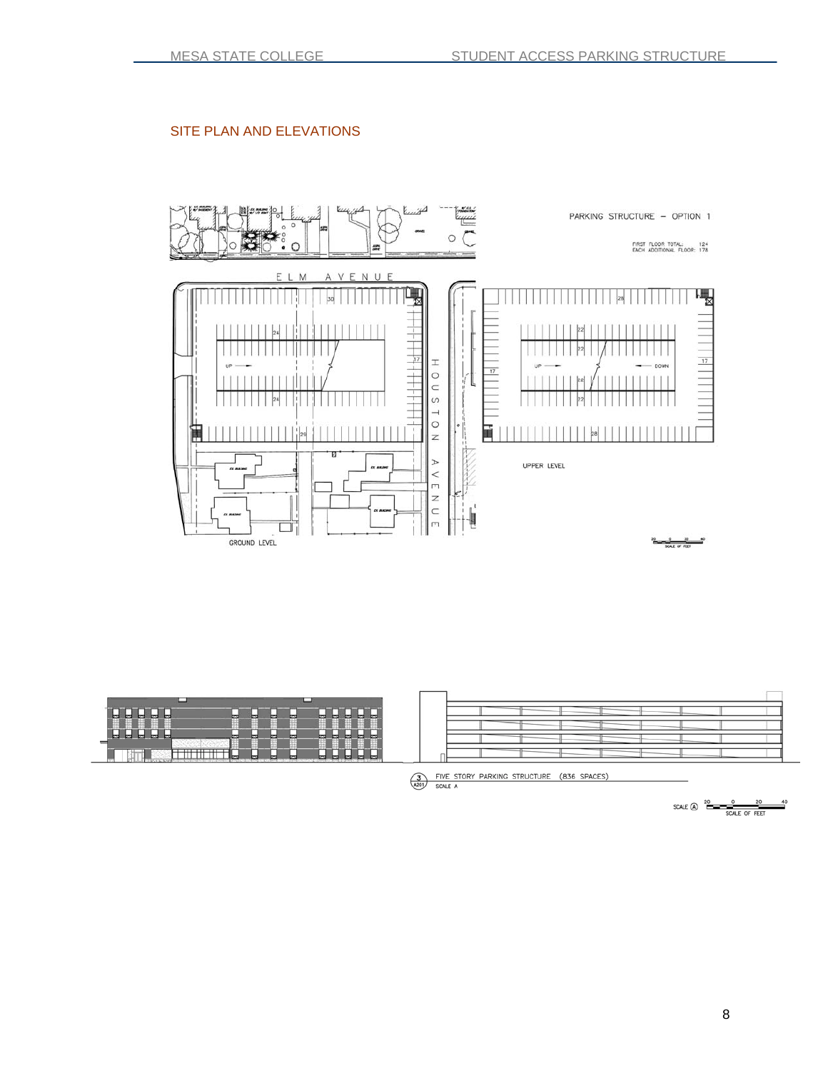## SITE PLAN AND ELEVATIONS

PARKING STRUCTURE – OPTION 1

FIRST FLOOR TOTAL: 124
EACH ADDITIONAL FLOOR: 178

ELM AVENUE

HOUSTON AVENUE

GROUND LEVEL

UPPER LEVEL

3 / A201 FIVE STORY PARKING STRUCTURE (836 SPACES)
SCALE A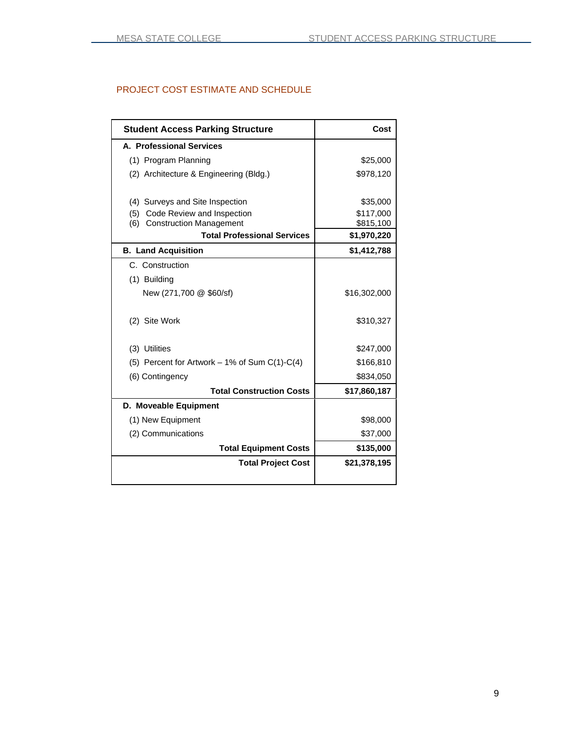## PROJECT COST ESTIMATE AND SCHEDULE

| **Student Access Parking Structure** | **Cost** |
|---|---|
| **A. Professional Services** | |
| (1) Program Planning | $25,000 |
| (2) Architecture & Engineering (Bldg.) | $978,120 |
| (4) Surveys and Site Inspection | $35,000 |
| (5) Code Review and Inspection | $117,000 |
| (6) Construction Management | $815,100 |
| **Total Professional Services** | **$1,970,220** |
| **B. Land Acquisition** | **$1,412,788** |
| C. Construction | |
| (1) Building | |
| New (271,700 @ $60/sf) | $16,302,000 |
| (2) Site Work | $310,327 |
| (3) Utilities | $247,000 |
| (5) Percent for Artwork – 1% of Sum C(1)-C(4) | $166,810 |
| (6) Contingency | $834,050 |
| **Total Construction Costs** | **$17,860,187** |
| **D. Moveable Equipment** | |
| (1) New Equipment | $98,000 |
| (2) Communications | $37,000 |
| **Total Equipment Costs** | **$135,000** |
| **Total Project Cost** | **$21,378,195** |